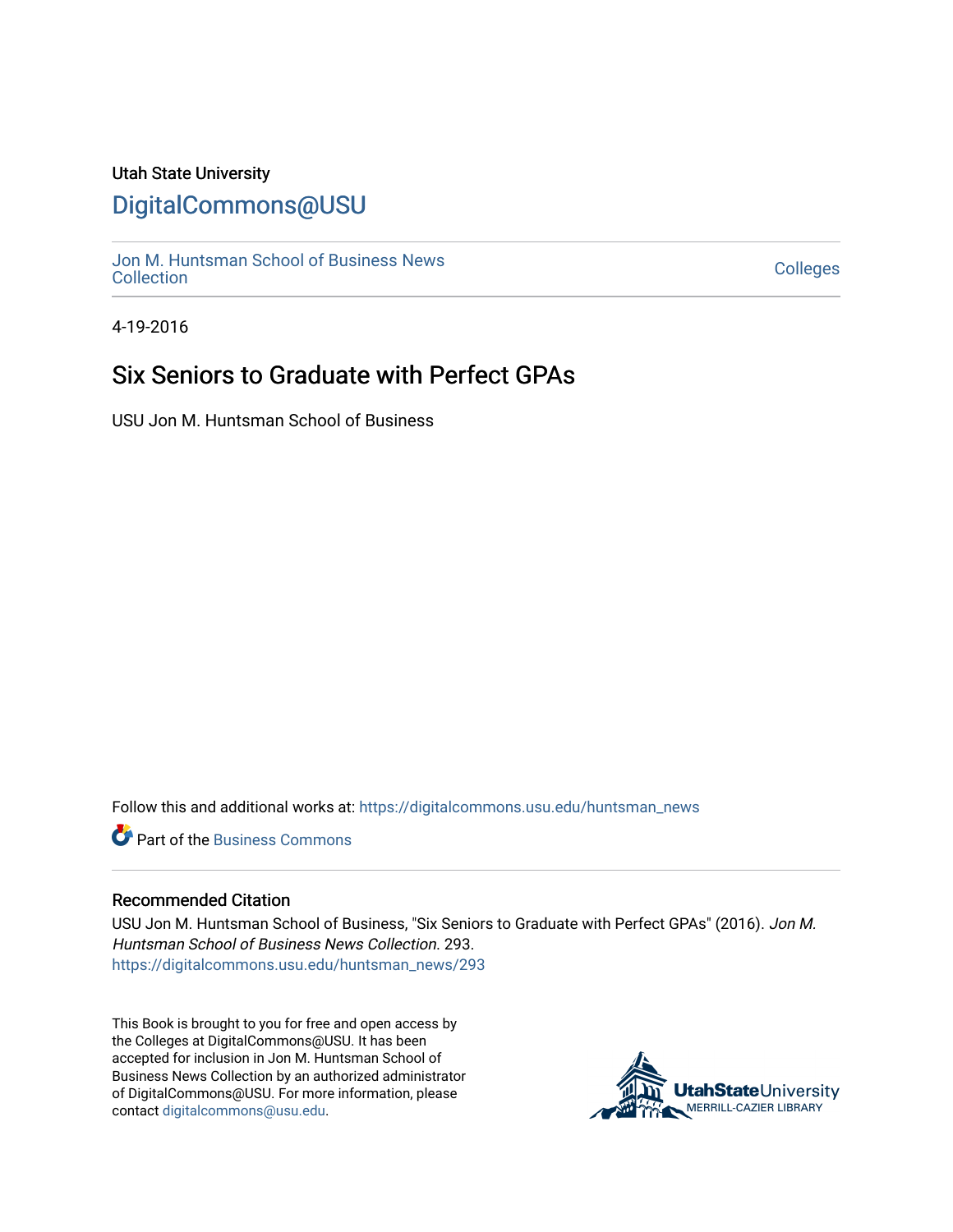Utah State University

# DigitalCommons@USU

Jon M. Huntsman School of Business News Collection

Colleges

4-19-2016

## Six Seniors to Graduate with Perfect GPAs

USU Jon M. Huntsman School of Business

Follow this and additional works at: https://digitalcommons.usu.edu/huntsman_news

Part of the Business Commons

### Recommended Citation

USU Jon M. Huntsman School of Business, "Six Seniors to Graduate with Perfect GPAs" (2016). *Jon M. Huntsman School of Business News Collection*. 293.
https://digitalcommons.usu.edu/huntsman_news/293

This Book is brought to you for free and open access by the Colleges at DigitalCommons@USU. It has been accepted for inclusion in Jon M. Huntsman School of Business News Collection by an authorized administrator of DigitalCommons@USU. For more information, please contact digitalcommons@usu.edu.

UtahStateUniversity MERRILL-CAZIER LIBRARY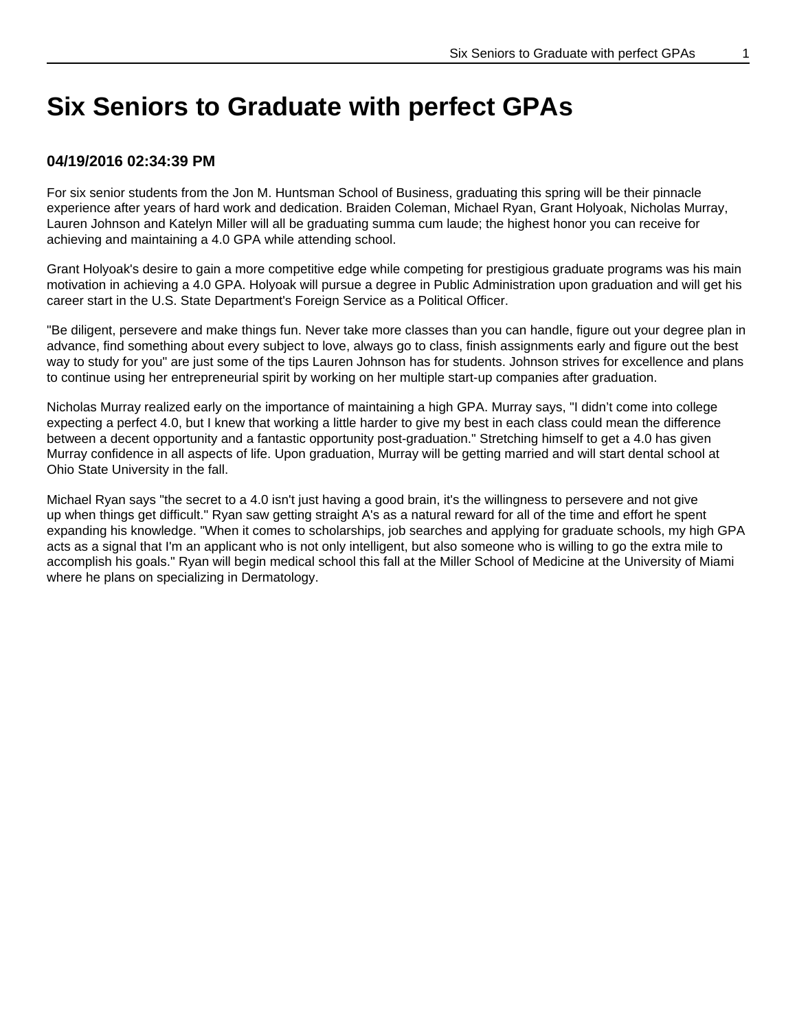# Six Seniors to Graduate with perfect GPAs

### 04/19/2016 02:34:39 PM

For six senior students from the Jon M. Huntsman School of Business, graduating this spring will be their pinnacle experience after years of hard work and dedication. Braiden Coleman, Michael Ryan, Grant Holyoak, Nicholas Murray, Lauren Johnson and Katelyn Miller will all be graduating summa cum laude; the highest honor you can receive for achieving and maintaining a 4.0 GPA while attending school.

Grant Holyoak's desire to gain a more competitive edge while competing for prestigious graduate programs was his main motivation in achieving a 4.0 GPA. Holyoak will pursue a degree in Public Administration upon graduation and will get his career start in the U.S. State Department's Foreign Service as a Political Officer.

"Be diligent, persevere and make things fun. Never take more classes than you can handle, figure out your degree plan in advance, find something about every subject to love, always go to class, finish assignments early and figure out the best way to study for you" are just some of the tips Lauren Johnson has for students. Johnson strives for excellence and plans to continue using her entrepreneurial spirit by working on her multiple start-up companies after graduation.

Nicholas Murray realized early on the importance of maintaining a high GPA. Murray says, "I didn’t come into college expecting a perfect 4.0, but I knew that working a little harder to give my best in each class could mean the difference between a decent opportunity and a fantastic opportunity post-graduation." Stretching himself to get a 4.0 has given Murray confidence in all aspects of life. Upon graduation, Murray will be getting married and will start dental school at Ohio State University in the fall.

Michael Ryan says "the secret to a 4.0 isn't just having a good brain, it's the willingness to persevere and not give up when things get difficult." Ryan saw getting straight A's as a natural reward for all of the time and effort he spent expanding his knowledge. "When it comes to scholarships, job searches and applying for graduate schools, my high GPA acts as a signal that I'm an applicant who is not only intelligent, but also someone who is willing to go the extra mile to accomplish his goals." Ryan will begin medical school this fall at the Miller School of Medicine at the University of Miami where he plans on specializing in Dermatology.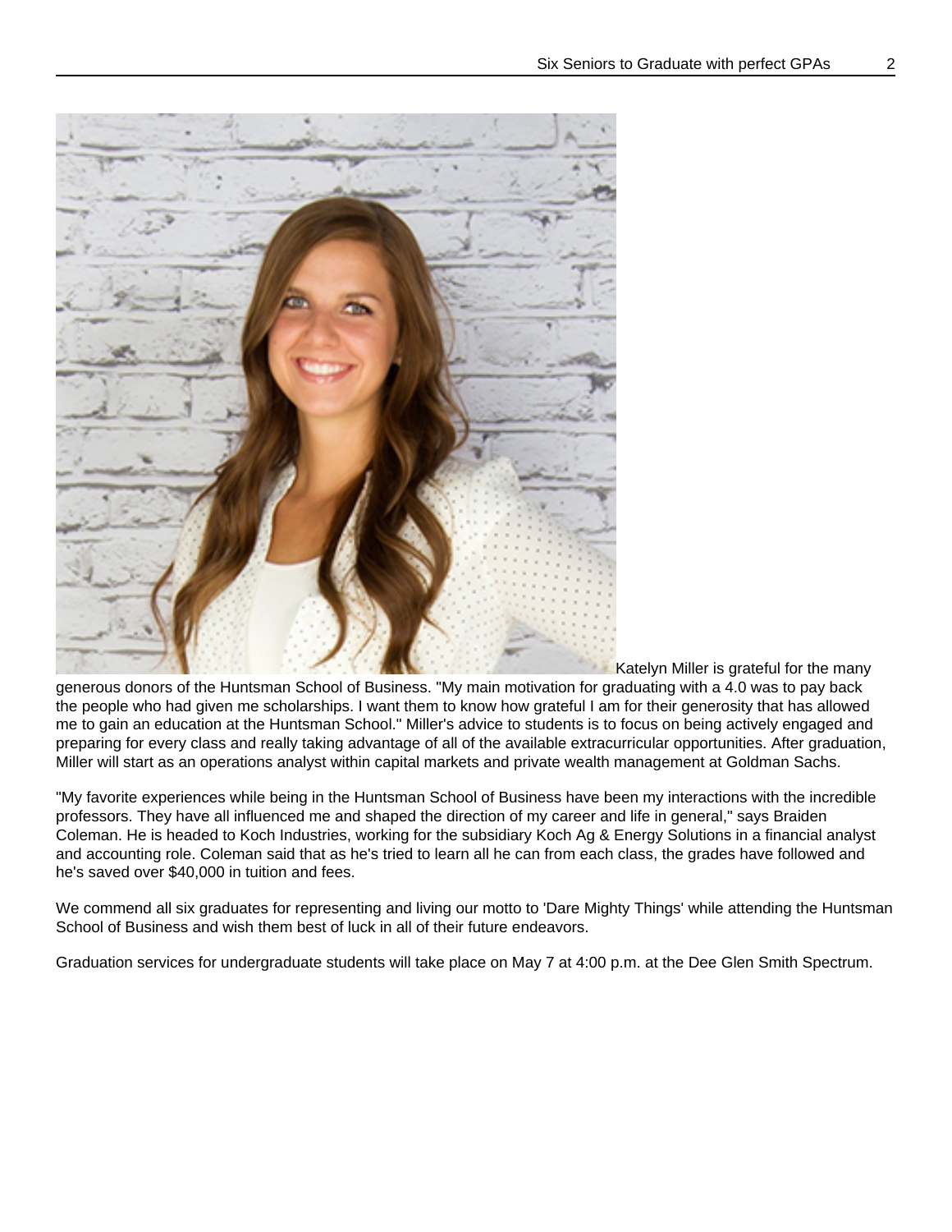Katelyn Miller is grateful for the many generous donors of the Huntsman School of Business. "My main motivation for graduating with a 4.0 was to pay back the people who had given me scholarships. I want them to know how grateful I am for their generosity that has allowed me to gain an education at the Huntsman School." Miller's advice to students is to focus on being actively engaged and preparing for every class and really taking advantage of all of the available extracurricular opportunities. After graduation, Miller will start as an operations analyst within capital markets and private wealth management at Goldman Sachs.

"My favorite experiences while being in the Huntsman School of Business have been my interactions with the incredible professors. They have all influenced me and shaped the direction of my career and life in general," says Braiden Coleman. He is headed to Koch Industries, working for the subsidiary Koch Ag & Energy Solutions in a financial analyst and accounting role. Coleman said that as he's tried to learn all he can from each class, the grades have followed and he's saved over $40,000 in tuition and fees.

We commend all six graduates for representing and living our motto to 'Dare Mighty Things' while attending the Huntsman School of Business and wish them best of luck in all of their future endeavors.

Graduation services for undergraduate students will take place on May 7 at 4:00 p.m. at the Dee Glen Smith Spectrum.